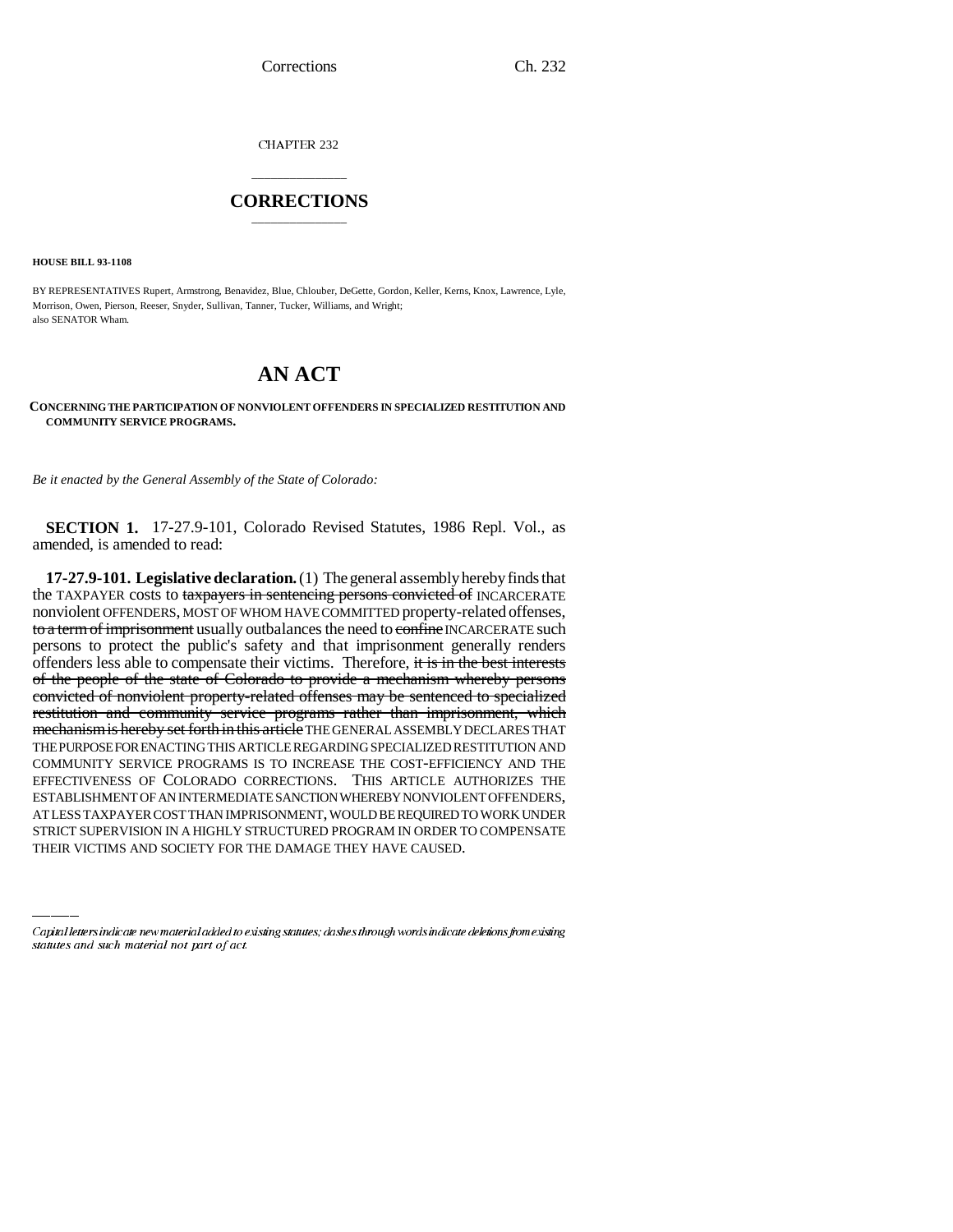CHAPTER 232

# CORRECTIONS

**HOUSE BILL 93-1108**

BY REPRESENTATIVES Rupert, Armstrong, Benavidez, Blue, Chlouber, DeGette, Gordon, Keller, Kerns, Knox, Lawrence, Lyle, Morrison, Owen, Pierson, Reeser, Snyder, Sullivan, Tanner, Tucker, Williams, and Wright; also SENATOR Wham.

# AN ACT

**CONCERNING THE PARTICIPATION OF NONVIOLENT OFFENDERS IN SPECIALIZED RESTITUTION AND COMMUNITY SERVICE PROGRAMS.**

*Be it enacted by the General Assembly of the State of Colorado:*

**SECTION 1.** 17-27.9-101, Colorado Revised Statutes, 1986 Repl. Vol., as amended, is amended to read:

**17-27.9-101. Legislative declaration.** (1) The general assembly hereby finds that the TAXPAYER costs to ~~taxpayers in sentencing persons convicted of~~ INCARCERATE nonviolent OFFENDERS, MOST OF WHOM HAVE COMMITTED property-related offenses, ~~to a term of imprisonment~~ usually outbalances the need to ~~confine~~ INCARCERATE such persons to protect the public's safety and that imprisonment generally renders offenders less able to compensate their victims. Therefore, ~~it is in the best interests of the people of the state of Colorado to provide a mechanism whereby persons convicted of nonviolent property-related offenses may be sentenced to specialized restitution and community service programs rather than imprisonment, which mechanism is hereby set forth in this article~~ THE GENERAL ASSEMBLY DECLARES THAT THE PURPOSE FOR ENACTING THIS ARTICLE REGARDING SPECIALIZED RESTITUTION AND COMMUNITY SERVICE PROGRAMS IS TO INCREASE THE COST-EFFICIENCY AND THE EFFECTIVENESS OF COLORADO CORRECTIONS. THIS ARTICLE AUTHORIZES THE ESTABLISHMENT OF AN INTERMEDIATE SANCTION WHEREBY NONVIOLENT OFFENDERS, AT LESS TAXPAYER COST THAN IMPRISONMENT, WOULD BE REQUIRED TO WORK UNDER STRICT SUPERVISION IN A HIGHLY STRUCTURED PROGRAM IN ORDER TO COMPENSATE THEIR VICTIMS AND SOCIETY FOR THE DAMAGE THEY HAVE CAUSED.

*Capital letters indicate new material added to existing statutes; dashes through words indicate deletions from existing statutes and such material not part of act.*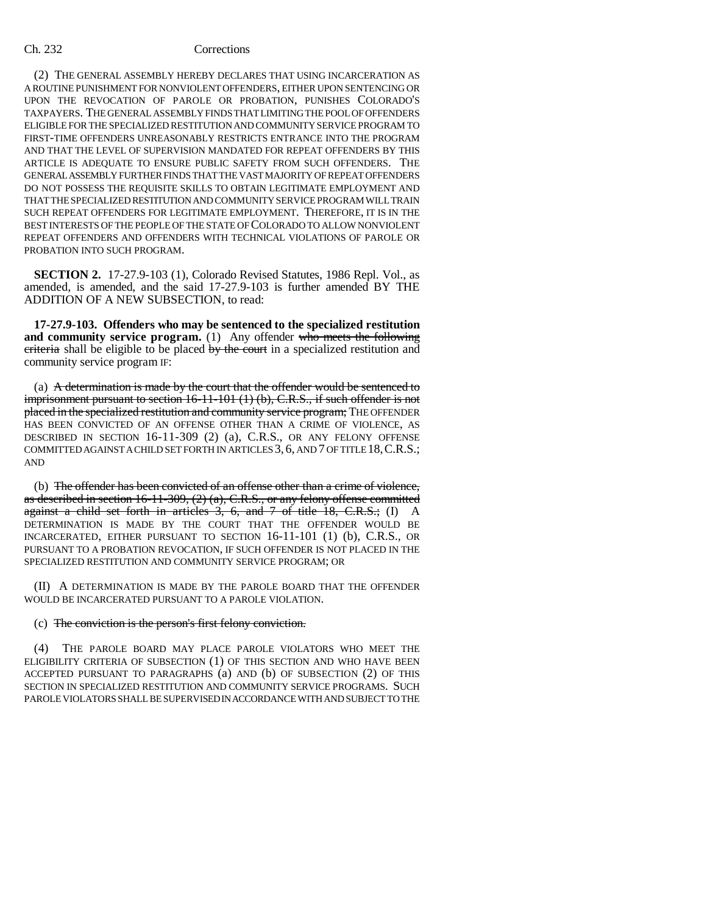(2) THE GENERAL ASSEMBLY HEREBY DECLARES THAT USING INCARCERATION AS A ROUTINE PUNISHMENT FOR NONVIOLENT OFFENDERS, EITHER UPON SENTENCING OR UPON THE REVOCATION OF PAROLE OR PROBATION, PUNISHES COLORADO'S TAXPAYERS. THE GENERAL ASSEMBLY FINDS THAT LIMITING THE POOL OF OFFENDERS ELIGIBLE FOR THE SPECIALIZED RESTITUTION AND COMMUNITY SERVICE PROGRAM TO FIRST-TIME OFFENDERS UNREASONABLY RESTRICTS ENTRANCE INTO THE PROGRAM AND THAT THE LEVEL OF SUPERVISION MANDATED FOR REPEAT OFFENDERS BY THIS ARTICLE IS ADEQUATE TO ENSURE PUBLIC SAFETY FROM SUCH OFFENDERS. THE GENERAL ASSEMBLY FURTHER FINDS THAT THE VAST MAJORITY OF REPEAT OFFENDERS DO NOT POSSESS THE REQUISITE SKILLS TO OBTAIN LEGITIMATE EMPLOYMENT AND THAT THE SPECIALIZED RESTITUTION AND COMMUNITY SERVICE PROGRAM WILL TRAIN SUCH REPEAT OFFENDERS FOR LEGITIMATE EMPLOYMENT. THEREFORE, IT IS IN THE BEST INTERESTS OF THE PEOPLE OF THE STATE OF COLORADO TO ALLOW NONVIOLENT REPEAT OFFENDERS AND OFFENDERS WITH TECHNICAL VIOLATIONS OF PAROLE OR PROBATION INTO SUCH PROGRAM.

**SECTION 2.** 17-27.9-103 (1), Colorado Revised Statutes, 1986 Repl. Vol., as amended, is amended, and the said 17-27.9-103 is further amended BY THE ADDITION OF A NEW SUBSECTION, to read:

**17-27.9-103. Offenders who may be sentenced to the specialized restitution and community service program.** (1) Any offender ~~who meets the following criteria~~ shall be eligible to be placed ~~by the court~~ in a specialized restitution and community service program IF:

(a) ~~A determination is made by the court that the offender would be sentenced to imprisonment pursuant to section 16-11-101 (1) (b), C.R.S., if such offender is not placed in the specialized restitution and community service program;~~ THE OFFENDER HAS BEEN CONVICTED OF AN OFFENSE OTHER THAN A CRIME OF VIOLENCE, AS DESCRIBED IN SECTION 16-11-309 (2) (a), C.R.S., OR ANY FELONY OFFENSE COMMITTED AGAINST A CHILD SET FORTH IN ARTICLES 3, 6, AND 7 OF TITLE 18, C.R.S.; AND

(b) ~~The offender has been convicted of an offense other than a crime of violence, as described in section 16-11-309, (2) (a), C.R.S., or any felony offense committed against a child set forth in articles 3, 6, and 7 of title 18, C.R.S.;~~ (I) A DETERMINATION IS MADE BY THE COURT THAT THE OFFENDER WOULD BE INCARCERATED, EITHER PURSUANT TO SECTION 16-11-101 (1) (b), C.R.S., OR PURSUANT TO A PROBATION REVOCATION, IF SUCH OFFENDER IS NOT PLACED IN THE SPECIALIZED RESTITUTION AND COMMUNITY SERVICE PROGRAM; OR

(II) A DETERMINATION IS MADE BY THE PAROLE BOARD THAT THE OFFENDER WOULD BE INCARCERATED PURSUANT TO A PAROLE VIOLATION.

(c) ~~The conviction is the person's first felony conviction.~~

(4) THE PAROLE BOARD MAY PLACE PAROLE VIOLATORS WHO MEET THE ELIGIBILITY CRITERIA OF SUBSECTION (1) OF THIS SECTION AND WHO HAVE BEEN ACCEPTED PURSUANT TO PARAGRAPHS (a) AND (b) OF SUBSECTION (2) OF THIS SECTION IN SPECIALIZED RESTITUTION AND COMMUNITY SERVICE PROGRAMS. SUCH PAROLE VIOLATORS SHALL BE SUPERVISED IN ACCORDANCE WITH AND SUBJECT TO THE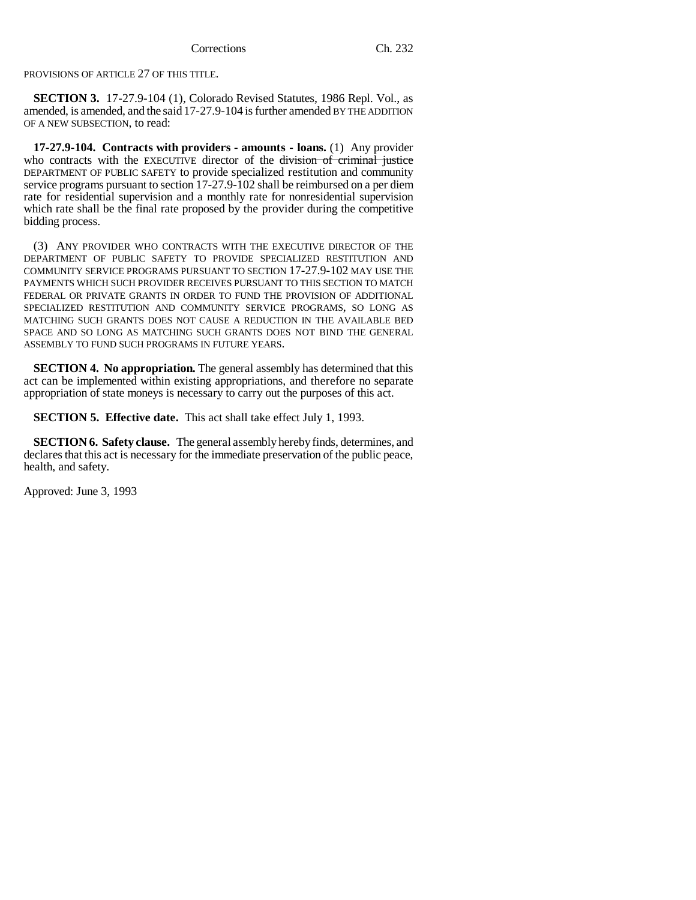PROVISIONS OF ARTICLE 27 OF THIS TITLE.

**SECTION 3.** 17-27.9-104 (1), Colorado Revised Statutes, 1986 Repl. Vol., as amended, is amended, and the said 17-27.9-104 is further amended BY THE ADDITION OF A NEW SUBSECTION, to read:

**17-27.9-104. Contracts with providers - amounts - loans.** (1) Any provider who contracts with the EXECUTIVE director of the ~~division of criminal justice~~ DEPARTMENT OF PUBLIC SAFETY to provide specialized restitution and community service programs pursuant to section 17-27.9-102 shall be reimbursed on a per diem rate for residential supervision and a monthly rate for nonresidential supervision which rate shall be the final rate proposed by the provider during the competitive bidding process.

(3) ANY PROVIDER WHO CONTRACTS WITH THE EXECUTIVE DIRECTOR OF THE DEPARTMENT OF PUBLIC SAFETY TO PROVIDE SPECIALIZED RESTITUTION AND COMMUNITY SERVICE PROGRAMS PURSUANT TO SECTION 17-27.9-102 MAY USE THE PAYMENTS WHICH SUCH PROVIDER RECEIVES PURSUANT TO THIS SECTION TO MATCH FEDERAL OR PRIVATE GRANTS IN ORDER TO FUND THE PROVISION OF ADDITIONAL SPECIALIZED RESTITUTION AND COMMUNITY SERVICE PROGRAMS, SO LONG AS MATCHING SUCH GRANTS DOES NOT CAUSE A REDUCTION IN THE AVAILABLE BED SPACE AND SO LONG AS MATCHING SUCH GRANTS DOES NOT BIND THE GENERAL ASSEMBLY TO FUND SUCH PROGRAMS IN FUTURE YEARS.

**SECTION 4. No appropriation.** The general assembly has determined that this act can be implemented within existing appropriations, and therefore no separate appropriation of state moneys is necessary to carry out the purposes of this act.

**SECTION 5. Effective date.** This act shall take effect July 1, 1993.

**SECTION 6. Safety clause.** The general assembly hereby finds, determines, and declares that this act is necessary for the immediate preservation of the public peace, health, and safety.

Approved: June 3, 1993